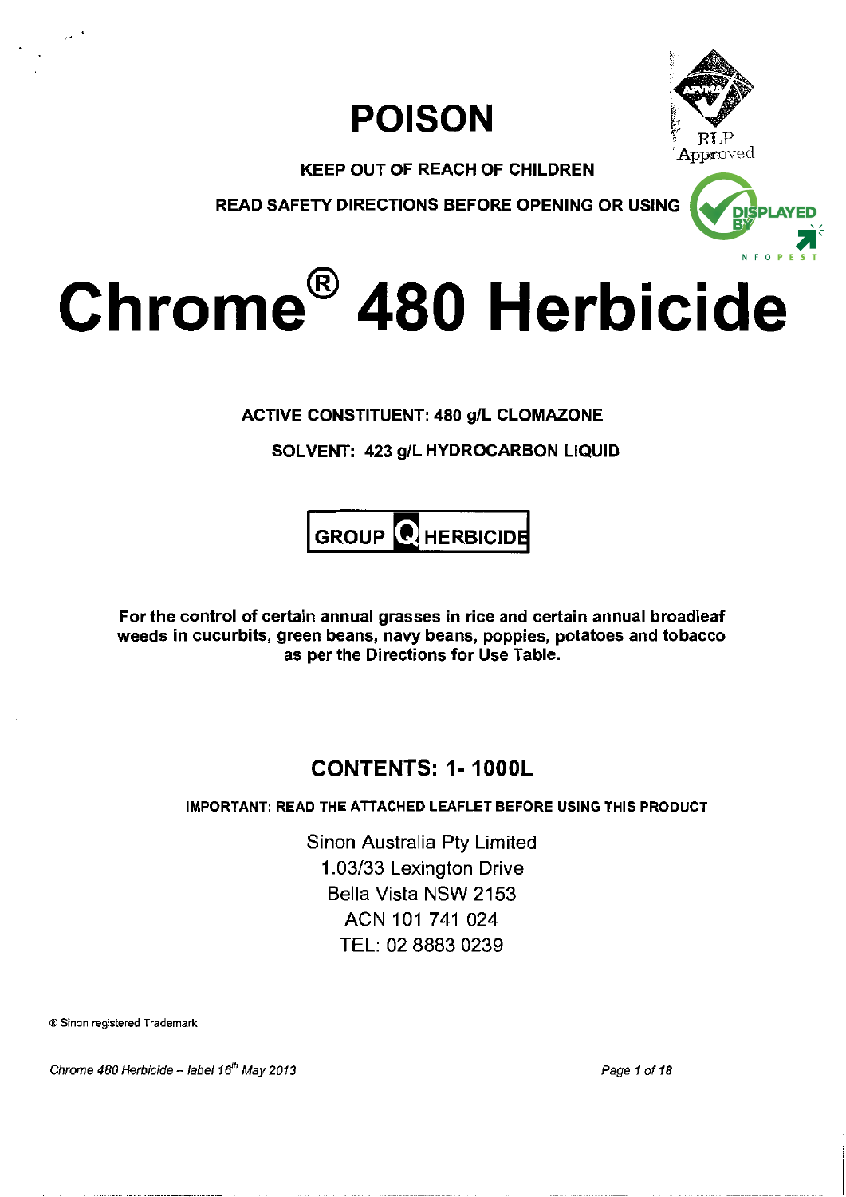# POISON

**KEEP OUT OF REACH OF CHILDREN**

**READ SAFETY DIRECTIONS BEFORE OPENING OR USING**

RLP Approved

# Chrome® 480 Herbicide

**ACTIVE CONSTITUENT: 480 g/L CLOMAZONE**

**SOLVENT: 423 g/L HYDROCARBON LIQUID**

**GROUP Q HERBICIDE**

**For the control of certain annual grasses in rice and certain annual broadleaf weeds in cucurbits, green beans, navy beans, poppies, potatoes and tobacco as per the Directions for Use Table.**

## CONTENTS: 1- 1000L

**IMPORTANT: READ THE ATTACHED LEAFLET BEFORE USING THIS PRODUCT**

Sinon Australia Pty Limited
1.03/33 Lexington Drive
Bella Vista NSW 2153
ACN 101 741 024
TEL: 02 8883 0239

® Sinon registered Trademark

*Chrome 480 Herbicide – label 16th May 2013*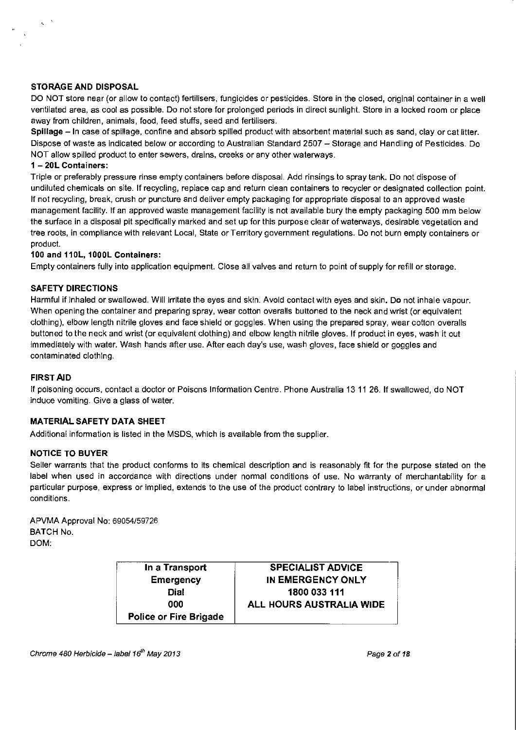## STORAGE AND DISPOSAL

DO NOT store near (or allow to contact) fertilisers, fungicides or pesticides. Store in the closed, original container in a well ventilated area, as cool as possible. Do not store for prolonged periods in direct sunlight. Store in a locked room or place away from children, animals, food, feed stuffs, seed and fertilisers.

**Spillage** – In case of spillage, confine and absorb spilled product with absorbent material such as sand, clay or cat litter. Dispose of waste as indicated below or according to Australian Standard 2507 – Storage and Handling of Pesticides. Do NOT allow spilled product to enter sewers, drains, creeks or any other waterways.

**1 – 20L Containers:**

Triple or preferably pressure rinse empty containers before disposal. Add rinsings to spray tank. Do not dispose of undiluted chemicals on site. If recycling, replace cap and return clean containers to recycler or designated collection point. If not recycling, break, crush or puncture and deliver empty packaging for appropriate disposal to an approved waste management facility. If an approved waste management facility is not available bury the empty packaging 500 mm below the surface in a disposal pit specifically marked and set up for this purpose clear of waterways, desirable vegetation and tree roots, in compliance with relevant Local, State or Territory government regulations. Do not burn empty containers or product.

**100 and 110L, 1000L Containers:**

Empty containers fully into application equipment. Close all valves and return to point of supply for refill or storage.

## SAFETY DIRECTIONS

Harmful if inhaled or swallowed. Will irritate the eyes and skin. Avoid contact with eyes and skin. Do not inhale vapour. When opening the container and preparing spray, wear cotton overalls buttoned to the neck and wrist (or equivalent clothing), elbow length nitrile gloves and face shield or goggles. When using the prepared spray, wear cotton overalls buttoned to the neck and wrist (or equivalent clothing) and elbow length nitrile gloves. If product in eyes, wash it out immediately with water. Wash hands after use. After each day's use, wash gloves, face shield or goggles and contaminated clothing.

## FIRST AID

If poisoning occurs, contact a doctor or Poisons Information Centre. Phone Australia 13 11 26. If swallowed, do NOT induce vomiting. Give a glass of water.

## MATERIAL SAFETY DATA SHEET

Additional information is listed in the MSDS, which is available from the supplier.

## NOTICE TO BUYER

Seller warrants that the product conforms to its chemical description and is reasonably fit for the purpose stated on the label when used in accordance with directions under normal conditions of use. No warranty of merchantability for a particular purpose, express or implied, extends to the use of the product contrary to label instructions, or under abnormal conditions.

APVMA Approval No: 69054/59726
BATCH No.
DOM:

| In a Transport Emergency Dial 000 Police or Fire Brigade | SPECIALIST ADVICE IN EMERGENCY ONLY 1800 033 111 ALL HOURS AUSTRALIA WIDE |
| --- | --- |

*Chrome 480 Herbicide – label 16th May 2013*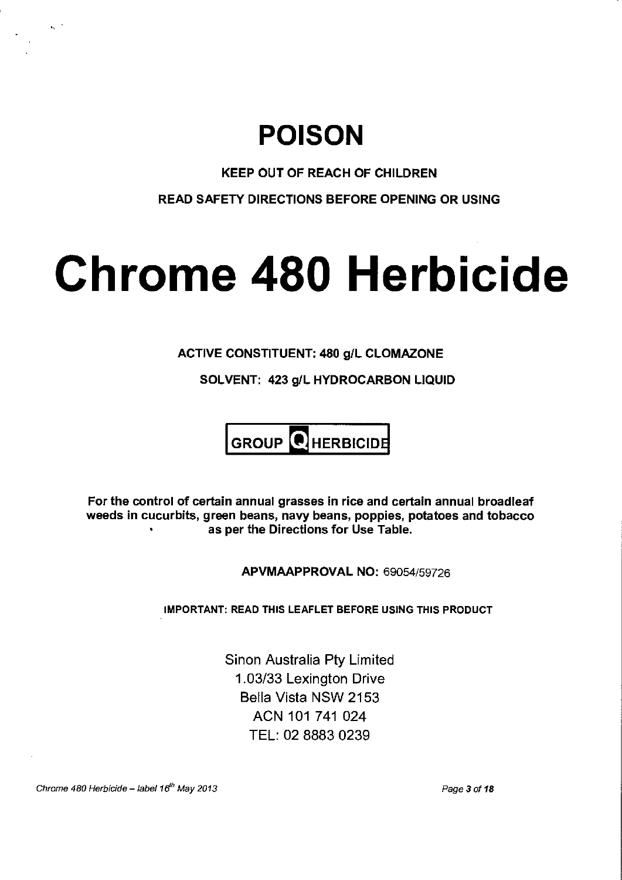# POISON

**KEEP OUT OF REACH OF CHILDREN**

**READ SAFETY DIRECTIONS BEFORE OPENING OR USING**

# Chrome 480 Herbicide

**ACTIVE CONSTITUENT: 480 g/L CLOMAZONE**

**SOLVENT: 423 g/L HYDROCARBON LIQUID**

**GROUP Q HERBICIDE**

**For the control of certain annual grasses in rice and certain annual broadleaf weeds in cucurbits, green beans, navy beans, poppies, potatoes and tobacco as per the Directions for Use Table.**

**APVMAAPPROVAL NO:** 69054/59726

**IMPORTANT: READ THIS LEAFLET BEFORE USING THIS PRODUCT**

Sinon Australia Pty Limited
1.03/33 Lexington Drive
Bella Vista NSW 2153
ACN 101 741 024
TEL: 02 8883 0239

*Chrome 480 Herbicide – label 16th May 2013*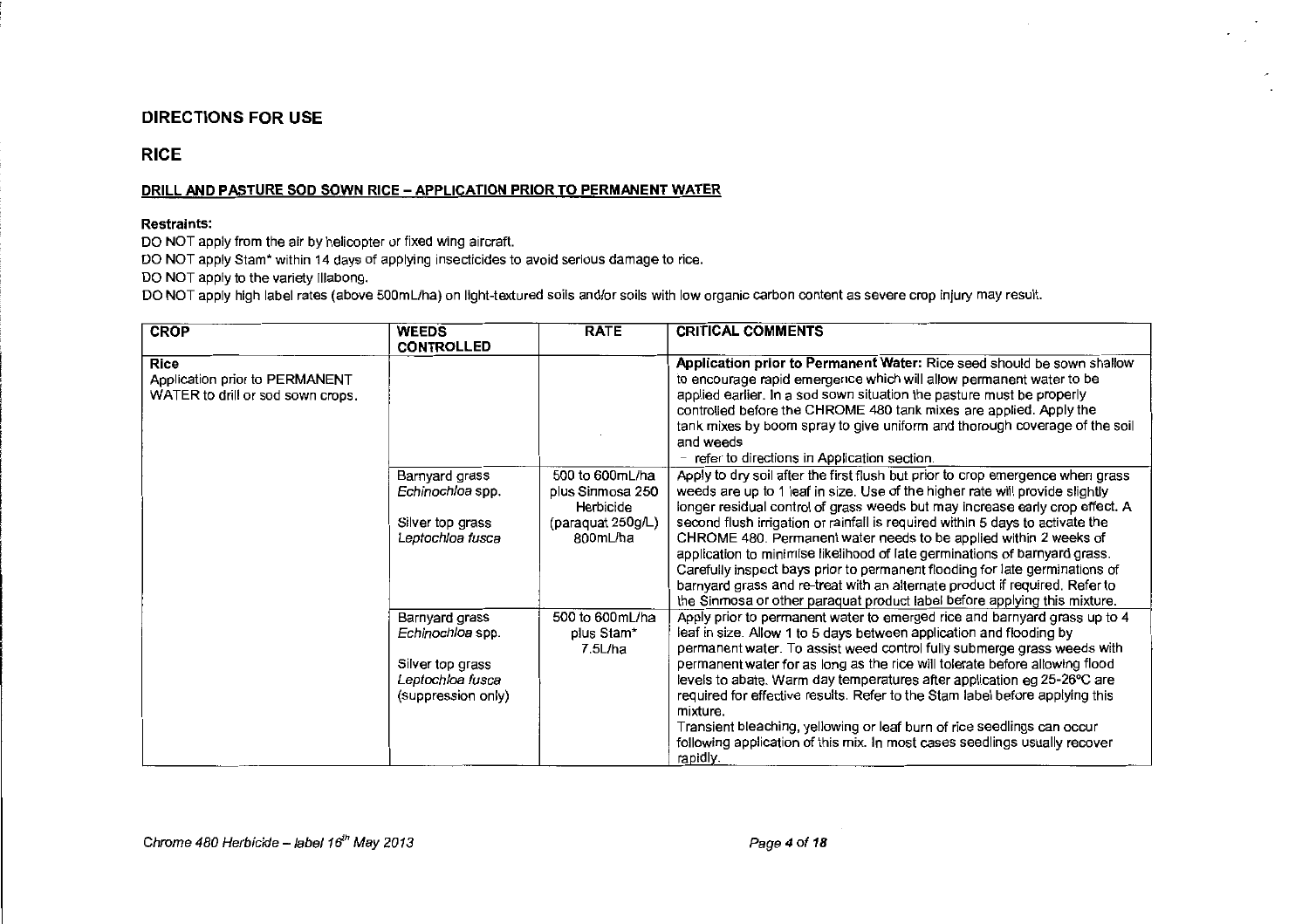## DIRECTIONS FOR USE

## RICE

### DRILL AND PASTURE SOD SOWN RICE – APPLICATION PRIOR TO PERMANENT WATER

**Restraints:**

DO NOT apply from the air by helicopter or fixed wing aircraft.

DO NOT apply Stam* within 14 days of applying insecticides to avoid serious damage to rice.

DO NOT apply to the variety Illabong.

DO NOT apply high label rates (above 500mL/ha) on light-textured soils and/or soils with low organic carbon content as severe crop injury may result.

| CROP | WEEDS CONTROLLED | RATE | CRITICAL COMMENTS |
|---|---|---|---|
| **Rice** Application prior to PERMANENT WATER to drill or sod sown crops. | | | **Application prior to Permanent Water:** Rice seed should be sown shallow to encourage rapid emergence which will allow permanent water to be applied earlier. In a sod sown situation the pasture must be properly controlled before the CHROME 480 tank mixes are applied. Apply the tank mixes by boom spray to give uniform and thorough coverage of the soil and weeds – refer to directions in Application section. |
| | Barnyard grass *Echinochloa* spp. Silver top grass *Leptochloa fusca* | 500 to 600mL/ha plus Sinmosa 250 Herbicide (paraquat 250g/L) 800mL/ha | Apply to dry soil after the first flush but prior to crop emergence when grass weeds are up to 1 leaf in size. Use of the higher rate will provide slightly longer residual control of grass weeds but may increase early crop effect. A second flush irrigation or rainfall is required within 5 days to activate the CHROME 480. Permanent water needs to be applied within 2 weeks of application to minimise likelihood of late germinations of barnyard grass. Carefully inspect bays prior to permanent flooding for late germinations of barnyard grass and re-treat with an alternate product if required. Refer to the Sinmosa or other paraquat product label before applying this mixture. |
| | Barnyard grass *Echinochloa* spp. Silver top grass *Leptochloa fusca* (suppression only) | 500 to 600mL/ha plus Stam* 7.5L/ha | Apply prior to permanent water to emerged rice and barnyard grass up to 4 leaf in size. Allow 1 to 5 days between application and flooding by permanent water. To assist weed control fully submerge grass weeds with permanent water for as long as the rice will tolerate before allowing flood levels to abate. Warm day temperatures after application eg 25-26ºC are required for effective results. Refer to the Stam label before applying this mixture. Transient bleaching, yellowing or leaf burn of rice seedlings can occur following application of this mix. In most cases seedlings usually recover rapidly. |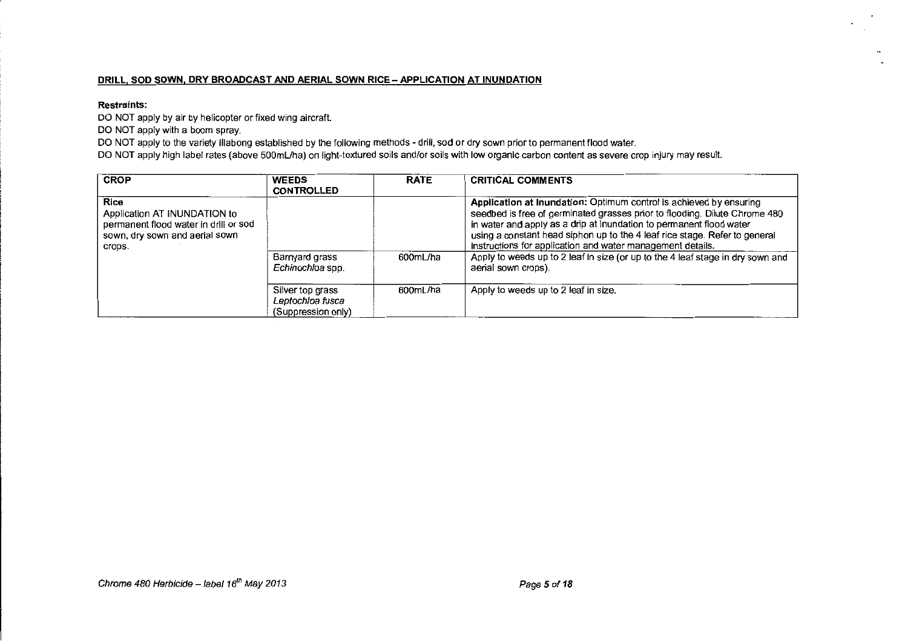**DRILL, SOD SOWN, DRY BROADCAST AND AERIAL SOWN RICE – APPLICATION AT INUNDATION**

**Restraints:**

DO NOT apply by air by helicopter or fixed wing aircraft.

DO NOT apply with a boom spray.

DO NOT apply to the variety Illabong established by the following methods - drill, sod or dry sown prior to permanent flood water.

DO NOT apply high label rates (above 500mL/ha) on light-textured soils and/or soils with low organic carbon content as severe crop injury may result.

| CROP | WEEDS CONTROLLED | RATE | CRITICAL COMMENTS |
|---|---|---|---|
| **Rice** Application AT INUNDATION to permanent flood water in drill or sod sown, dry sown and aerial sown crops. | | | **Application at Inundation:** Optimum control is achieved by ensuring seedbed is free of germinated grasses prior to flooding. Dilute Chrome 480 in water and apply as a drip at inundation to permanent flood water using a constant head siphon up to the 4 leaf rice stage. Refer to general instructions for application and water management details. |
| | Barnyard grass *Echinochloa* spp. | 600mL/ha | Apply to weeds up to 2 leaf in size (or up to the 4 leaf stage in dry sown and aerial sown crops). |
| | Silver top grass *Leptochloa fusca* (Suppression only) | 600mL/ha | Apply to weeds up to 2 leaf in size. |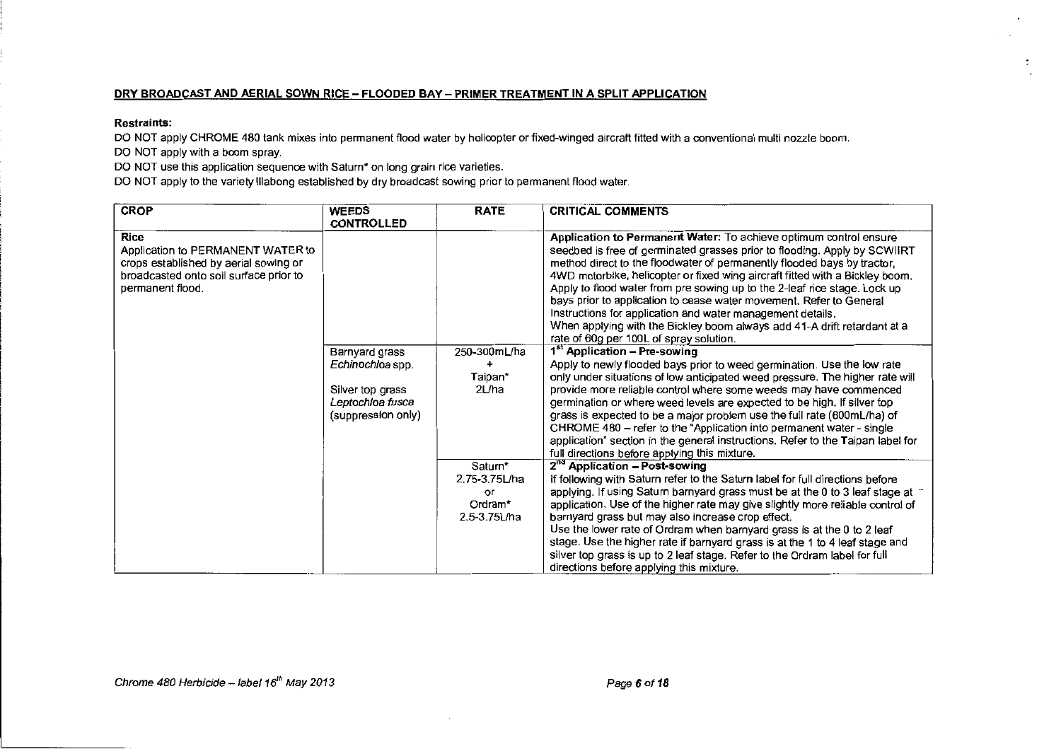**DRY BROADCAST AND AERIAL SOWN RICE – FLOODED BAY – PRIMER TREATMENT IN A SPLIT APPLICATION**

**Restraints:**

DO NOT apply CHROME 480 tank mixes into permanent flood water by helicopter or fixed-winged aircraft fitted with a conventional multi nozzle boom.

DO NOT apply with a boom spray.

DO NOT use this application sequence with Saturn* on long grain rice varieties.

DO NOT apply to the variety Illabong established by dry broadcast sowing prior to permanent flood water.

| CROP | WEEDS CONTROLLED | RATE | CRITICAL COMMENTS |
|---|---|---|---|
| **Rice**<br>Application to PERMANENT WATER to crops established by aerial sowing or broadcasted onto soil surface prior to permanent flood. | | | **Application to Permanent Water:** To achieve optimum control ensure seedbed is free of germinated grasses prior to flooding. Apply by SCWIIRT method direct to the floodwater of permanently flooded bays by tractor, 4WD motorbike, helicopter or fixed wing aircraft fitted with a Bickley boom. Apply to flood water from pre sowing up to the 2-leaf rice stage. Lock up bays prior to application to cease water movement. Refer to General Instructions for application and water management details.<br>When applying with the Bickley boom always add 41-A drift retardant at a rate of 60g per 100L of spray solution. |
| | Barnyard grass *Echinochloa* spp.<br><br>Silver top grass *Leptochloa fusca* (suppression only) | 250-300mL/ha<br>+<br>Taipan*<br>2L/ha | **1st Application – Pre-sowing**<br>Apply to newly flooded bays prior to weed germination. Use the low rate only under situations of low anticipated weed pressure. The higher rate will provide more reliable control where some weeds may have commenced germination or where weed levels are expected to be high. If silver top grass is expected to be a major problem use the full rate (600mL/ha) of CHROME 480 – refer to the "Application into permanent water - single application" section in the general instructions. Refer to the Taipan label for full directions before applying this mixture. |
| | | Saturn*<br>2.75-3.75L/ha<br>or<br>Ordram*<br>2.5-3.75L/ha | **2nd Application – Post-sowing**<br>If following with Saturn refer to the Saturn label for full directions before applying. If using Saturn barnyard grass must be at the 0 to 3 leaf stage at application. Use of the higher rate may give slightly more reliable control of barnyard grass but may also increase crop effect.<br>Use the lower rate of Ordram when barnyard grass is at the 0 to 2 leaf stage. Use the higher rate if barnyard grass is at the 1 to 4 leaf stage and silver top grass is up to 2 leaf stage. Refer to the Ordram label for full directions before applying this mixture. |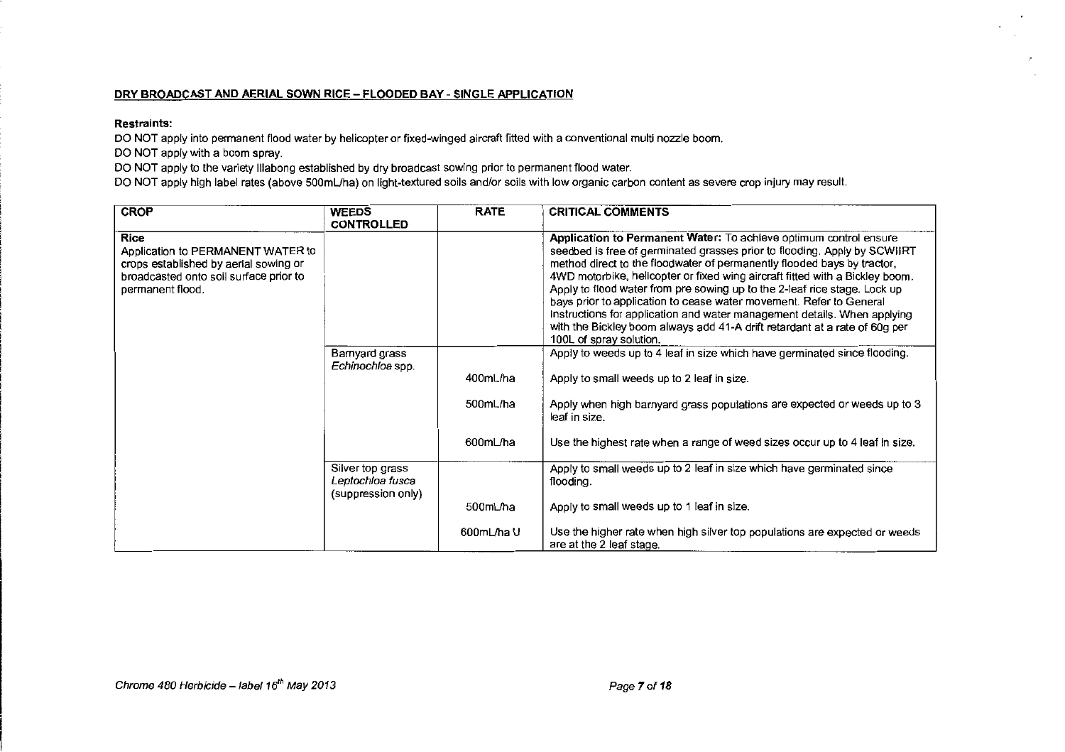## DRY BROADCAST AND AERIAL SOWN RICE – FLOODED BAY - SINGLE APPLICATION

**Restraints:**

DO NOT apply into permanent flood water by helicopter or fixed-winged aircraft fitted with a conventional multi nozzle boom.

DO NOT apply with a boom spray.

DO NOT apply to the variety Illabong established by dry broadcast sowing prior to permanent flood water.

DO NOT apply high label rates (above 500mL/ha) on light-textured soils and/or soils with low organic carbon content as severe crop injury may result.

| CROP | WEEDS CONTROLLED | RATE | CRITICAL COMMENTS |
|---|---|---|---|
| **Rice**<br>Application to PERMANENT WATER to crops established by aerial sowing or broadcasted onto soil surface prior to permanent flood. | | | **Application to Permanent Water:** To achieve optimum control ensure seedbed is free of germinated grasses prior to flooding. Apply by SCWIIRT method direct to the floodwater of permanently flooded bays by tractor, 4WD motorbike, helicopter or fixed wing aircraft fitted with a Bickley boom. Apply to flood water from pre sowing up to the 2-leaf rice stage. Lock up bays prior to application to cease water movement. Refer to General Instructions for application and water management details. When applying with the Bickley boom always add 41-A drift retardant at a rate of 60g per 100L of spray solution. |
| | Barnyard grass *Echinochloa* spp. | | Apply to weeds up to 4 leaf in size which have germinated since flooding. |
| | | 400mL/ha | Apply to small weeds up to 2 leaf in size. |
| | | 500mL/ha | Apply when high barnyard grass populations are expected or weeds up to 3 leaf in size. |
| | | 600mL/ha | Use the highest rate when a range of weed sizes occur up to 4 leaf in size. |
| | Silver top grass *Leptochloa fusca* (suppression only) | | Apply to small weeds up to 2 leaf in size which have germinated since flooding. |
| | | 500mL/ha | Apply to small weeds up to 1 leaf in size. |
| | | 600mL/ha U | Use the higher rate when high silver top populations are expected or weeds are at the 2 leaf stage. |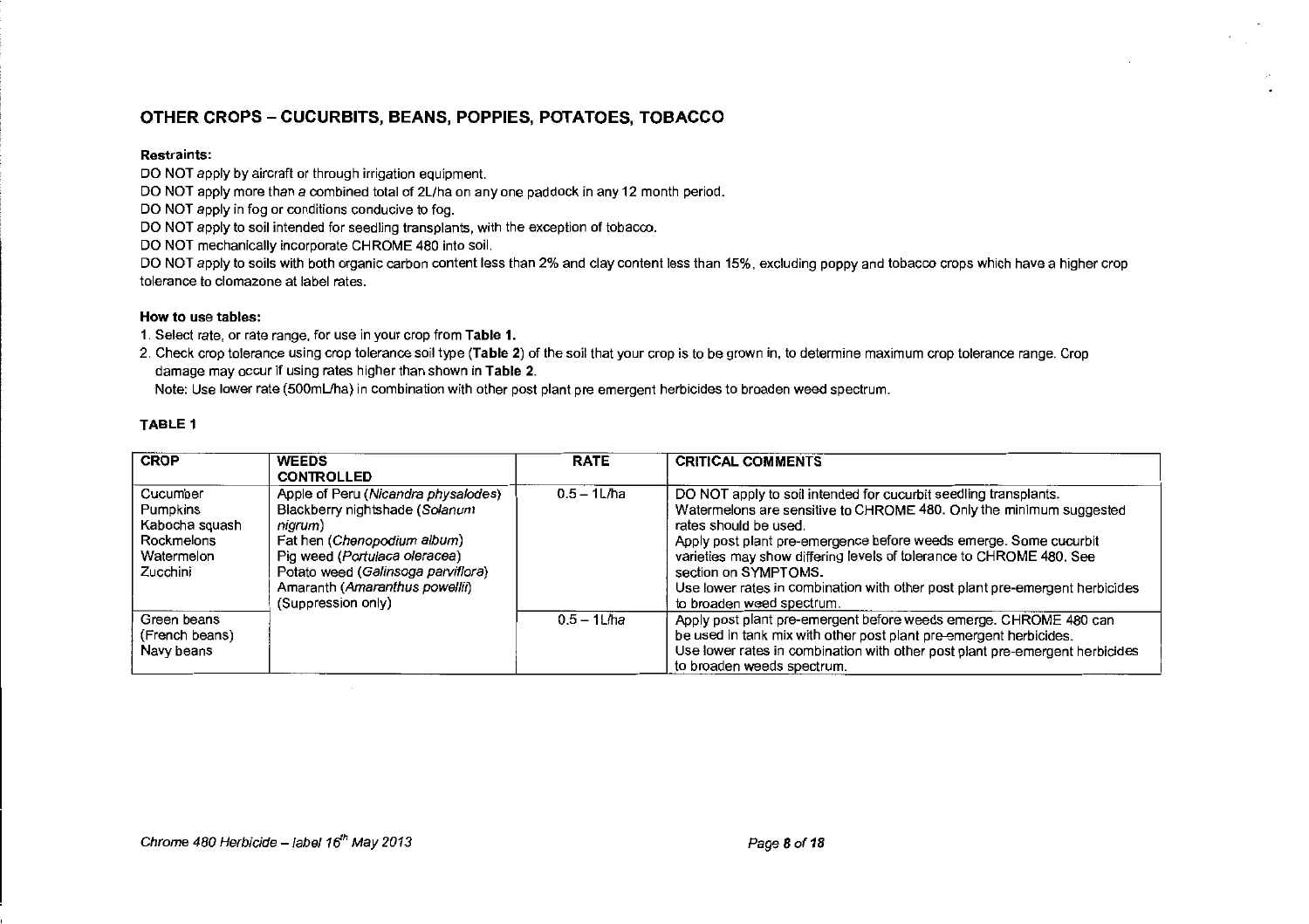## OTHER CROPS – CUCURBITS, BEANS, POPPIES, POTATOES, TOBACCO

**Restraints:**

DO NOT apply by aircraft or through irrigation equipment.

DO NOT apply more than a combined total of 2L/ha on any one paddock in any 12 month period.

DO NOT apply in fog or conditions conducive to fog.

DO NOT apply to soil intended for seedling transplants, with the exception of tobacco.

DO NOT mechanically incorporate CHROME 480 into soil.

DO NOT apply to soils with both organic carbon content less than 2% and clay content less than 15%, excluding poppy and tobacco crops which have a higher crop tolerance to clomazone at label rates.

**How to use tables:**

1. Select rate, or rate range, for use in your crop from **Table 1.**
2. Check crop tolerance using crop tolerance soil type (**Table 2**) of the soil that your crop is to be grown in, to determine maximum crop tolerance range. Crop damage may occur if using rates higher than shown in **Table 2**.

   Note: Use lower rate (500mL/ha) in combination with other post plant pre emergent herbicides to broaden weed spectrum.

**TABLE 1**

| CROP | WEEDS CONTROLLED | RATE | CRITICAL COMMENTS |
|---|---|---|---|
| Cucumber<br>Pumpkins<br>Kabocha squash<br>Rockmelons<br>Watermelon<br>Zucchini | Apple of Peru (*Nicandra physalodes*)<br>Blackberry nightshade (*Solanum nigrum*)<br>Fat hen (*Chenopodium album*)<br>Pig weed (*Portulaca oleracea*)<br>Potato weed (*Galinsoga parviflora*)<br>Amaranth (*Amaranthus powellii*)<br>(Suppression only) | 0.5 – 1L/ha | DO NOT apply to soil intended for cucurbit seedling transplants.<br>Watermelons are sensitive to CHROME 480. Only the minimum suggested rates should be used.<br>Apply post plant pre-emergence before weeds emerge. Some cucurbit varieties may show differing levels of tolerance to CHROME 480. See section on SYMPTOMS.<br>Use lower rates in combination with other post plant pre-emergent herbicides to broaden weed spectrum. |
| Green beans<br>(French beans)<br>Navy beans | | 0.5 – 1L/ha | Apply post plant pre-emergent before weeds emerge. CHROME 480 can be used in tank mix with other post plant pre-emergent herbicides.<br>Use lower rates in combination with other post plant pre-emergent herbicides to broaden weeds spectrum. |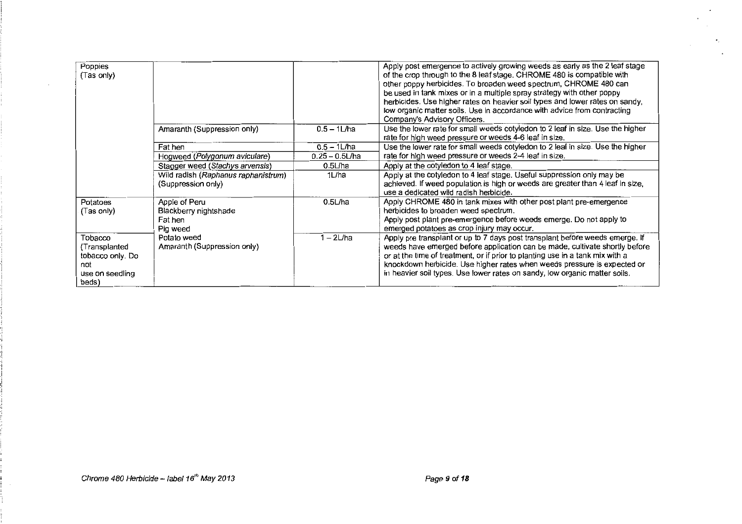| Poppies (Tas only) | | | Apply post emergence to actively growing weeds as early as the 2 leaf stage of the crop through to the 8 leaf stage. CHROME 480 is compatible with other poppy herbicides. To broaden weed spectrum, CHROME 480 can be used in tank mixes or in a multiple spray strategy with other poppy herbicides. Use higher rates on heavier soil types and lower rates on sandy, low organic matter soils. Use in accordance with advice from contracting Company's Advisory Officers. |
|---|---|---|---|
| | Amaranth (Suppression only) | 0.5 – 1L/ha | Use the lower rate for small weeds cotyledon to 2 leaf in size. Use the higher rate for high weed pressure or weeds 4-6 leaf in size. |
| | Fat hen | 0.5 – 1L/ha | Use the lower rate for small weeds cotyledon to 2 leaf in size. Use the higher rate for high weed pressure or weeds 2-4 leaf in size. |
| | Hogweed (*Polygonum aviculare*) | 0.25 – 0.5L/ha | |
| | Stagger weed (*Stachys arvensis*) | 0.5L/ha | Apply at the cotyledon to 4 leaf stage. |
| | Wild radish (*Raphanus raphanistrum*) (Suppression only) | 1L/ha | Apply at the cotyledon to 4 leaf stage. Useful suppression only may be achieved. If weed population is high or weeds are greater than 4 leaf in size, use a dedicated wild radish herbicide. |
| Potatoes (Tas only) | Apple of Peru<br>Blackberry nightshade<br>Fat hen<br>Pig weed | 0.5L/ha | Apply CHROME 480 in tank mixes with other post plant pre-emergence herbicides to broaden weed spectrum.<br>Apply post plant pre-emergence before weeds emerge. Do not apply to emerged potatoes as crop injury may occur. |
| Tobacco (Transplanted tobacco only. Do not use on seedling beds) | Potato weed<br>Amaranth (Suppression only) | 1 – 2L/ha | Apply pre transplant or up to 7 days post transplant before weeds emerge. If weeds have emerged before application can be made, cultivate shortly before or at the time of treatment, or if prior to planting use in a tank mix with a knockdown herbicide. Use higher rates when weeds pressure is expected or in heavier soil types. Use lower rates on sandy, low organic matter soils. |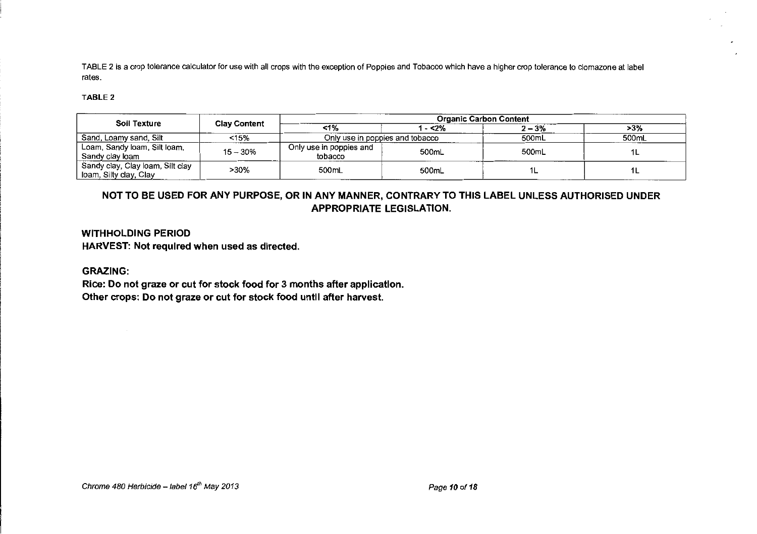TABLE 2 is a crop tolerance calculator for use with all crops with the exception of Poppies and Tobacco which have a higher crop tolerance to clomazone at label rates.

**TABLE 2**

| Soil Texture | Clay Content | Organic Carbon Content | | | |
|---|---|---|---|---|---|
| | | <1% | 1 - <2% | 2 – 3% | >3% |
| Sand, Loamy sand, Silt | <15% | Only use in poppies and tobacco | | 500mL | 500mL |
| Loam, Sandy loam, Silt loam, Sandy clay loam | 15 – 30% | Only use in poppies and tobacco | 500mL | 500mL | 1L |
| Sandy clay, Clay loam, Silt clay loam, Silty clay, Clay | >30% | 500mL | 500mL | 1L | 1L |

**NOT TO BE USED FOR ANY PURPOSE, OR IN ANY MANNER, CONTRARY TO THIS LABEL UNLESS AUTHORISED UNDER APPROPRIATE LEGISLATION.**

**WITHHOLDING PERIOD**

**HARVEST: Not required when used as directed.**

**GRAZING:**

**Rice: Do not graze or cut for stock food for 3 months after application.**

**Other crops: Do not graze or cut for stock food until after harvest.**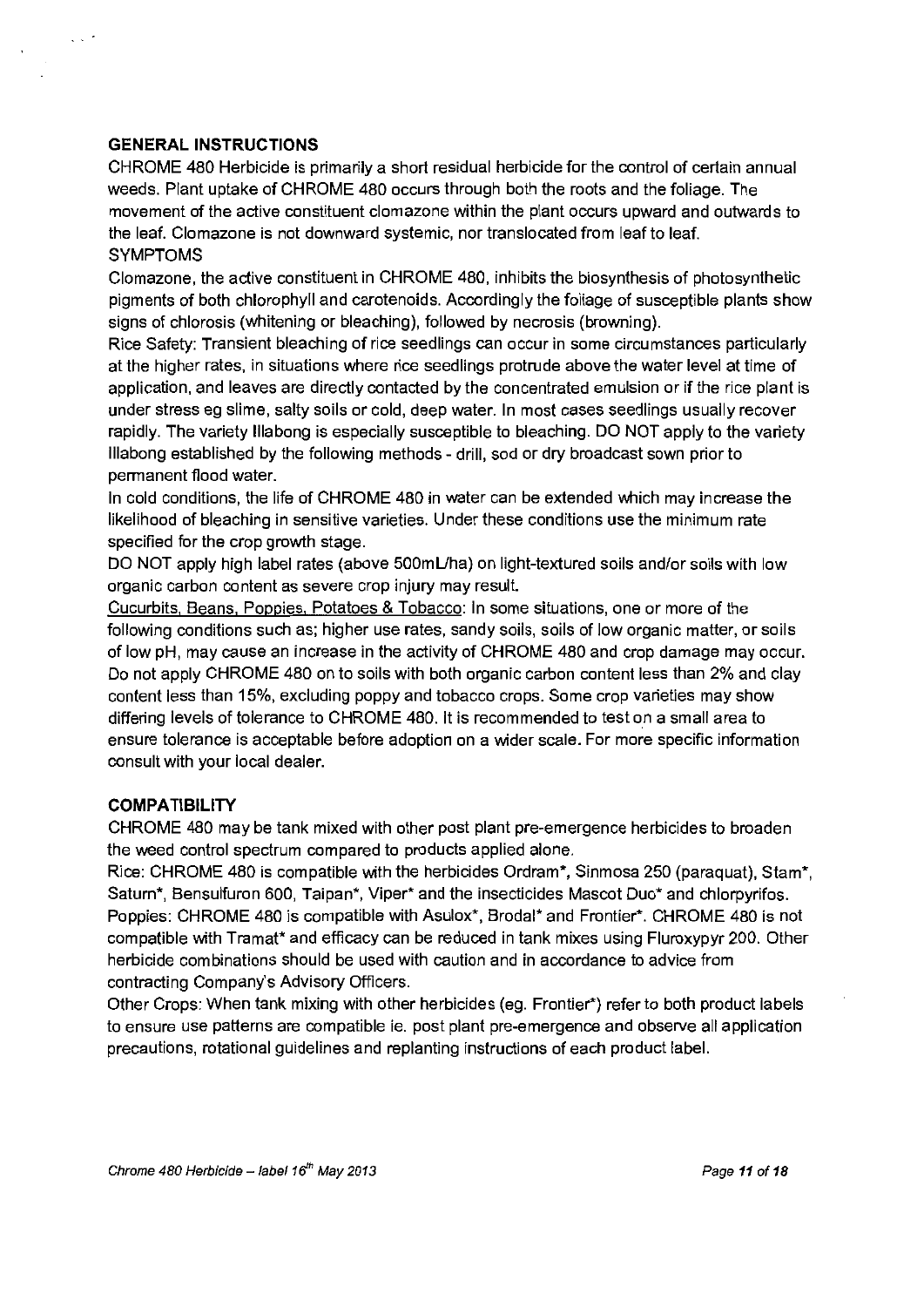## GENERAL INSTRUCTIONS

CHROME 480 Herbicide is primarily a short residual herbicide for the control of certain annual weeds. Plant uptake of CHROME 480 occurs through both the roots and the foliage. The movement of the active constituent clomazone within the plant occurs upward and outwards to the leaf. Clomazone is not downward systemic, nor translocated from leaf to leaf.

SYMPTOMS

Clomazone, the active constituent in CHROME 480, inhibits the biosynthesis of photosynthetic pigments of both chlorophyll and carotenoids. Accordingly the foliage of susceptible plants show signs of chlorosis (whitening or bleaching), followed by necrosis (browning).

Rice Safety: Transient bleaching of rice seedlings can occur in some circumstances particularly at the higher rates, in situations where rice seedlings protrude above the water level at time of application, and leaves are directly contacted by the concentrated emulsion or if the rice plant is under stress eg slime, salty soils or cold, deep water. In most cases seedlings usually recover rapidly. The variety Illabong is especially susceptible to bleaching. DO NOT apply to the variety Illabong established by the following methods - drill, sod or dry broadcast sown prior to permanent flood water.

In cold conditions, the life of CHROME 480 in water can be extended which may increase the likelihood of bleaching in sensitive varieties. Under these conditions use the minimum rate specified for the crop growth stage.

DO NOT apply high label rates (above 500mL/ha) on light-textured soils and/or soils with low organic carbon content as severe crop injury may result.

<u>Cucurbits, Beans, Poppies, Potatoes & Tobacco</u>: In some situations, one or more of the following conditions such as; higher use rates, sandy soils, soils of low organic matter, or soils of low pH, may cause an increase in the activity of CHROME 480 and crop damage may occur. Do not apply CHROME 480 on to soils with both organic carbon content less than 2% and clay content less than 15%, excluding poppy and tobacco crops. Some crop varieties may show differing levels of tolerance to CHROME 480. It is recommended to test on a small area to ensure tolerance is acceptable before adoption on a wider scale. For more specific information consult with your local dealer.

## COMPATIBILITY

CHROME 480 may be tank mixed with other post plant pre-emergence herbicides to broaden the weed control spectrum compared to products applied alone.

Rice: CHROME 480 is compatible with the herbicides Ordram*, Sinmosa 250 (paraquat), Stam*, Saturn*, Bensulfuron 600, Taipan*, Viper* and the insecticides Mascot Duo* and chlorpyrifos.

Poppies: CHROME 480 is compatible with Asulox*, Brodal* and Frontier*. CHROME 480 is not compatible with Tramat* and efficacy can be reduced in tank mixes using Fluroxypyr 200. Other herbicide combinations should be used with caution and in accordance to advice from contracting Company's Advisory Officers.

Other Crops: When tank mixing with other herbicides (eg. Frontier*) refer to both product labels to ensure use patterns are compatible ie. post plant pre-emergence and observe all application precautions, rotational guidelines and replanting instructions of each product label.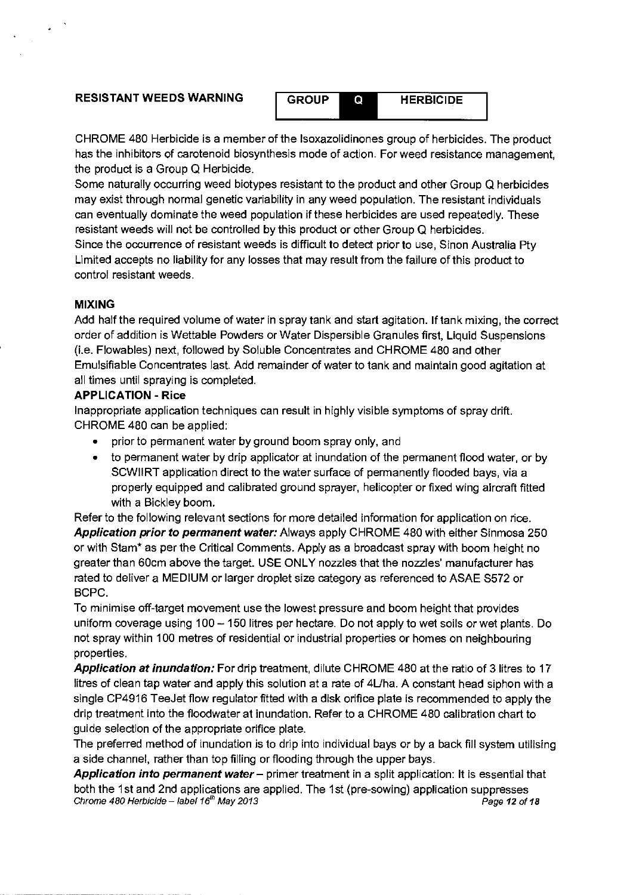**RESISTANT WEEDS WARNING**

| GROUP | Q | HERBICIDE |
|---|---|---|

CHROME 480 Herbicide is a member of the Isoxazolidinones group of herbicides. The product has the inhibitors of carotenoid biosynthesis mode of action. For weed resistance management, the product is a Group Q Herbicide.

Some naturally occurring weed biotypes resistant to the product and other Group Q herbicides may exist through normal genetic variability in any weed population. The resistant individuals can eventually dominate the weed population if these herbicides are used repeatedly. These resistant weeds will not be controlled by this product or other Group Q herbicides.

Since the occurrence of resistant weeds is difficult to detect prior to use, Sinon Australia Pty Limited accepts no liability for any losses that may result from the failure of this product to control resistant weeds.

**MIXING**

Add half the required volume of water in spray tank and start agitation. If tank mixing, the correct order of addition is Wettable Powders or Water Dispersible Granules first, Liquid Suspensions (i.e. Flowables) next, followed by Soluble Concentrates and CHROME 480 and other Emulsifiable Concentrates last. Add remainder of water to tank and maintain good agitation at all times until spraying is completed.

**APPLICATION - Rice**

Inappropriate application techniques can result in highly visible symptoms of spray drift. CHROME 480 can be applied:

- prior to permanent water by ground boom spray only, and
- to permanent water by drip applicator at inundation of the permanent flood water, or by SCWIIRT application direct to the water surface of permanently flooded bays, via a properly equipped and calibrated ground sprayer, helicopter or fixed wing aircraft fitted with a Bickley boom.

Refer to the following relevant sections for more detailed information for application on rice.

***Application prior to permanent water:*** Always apply CHROME 480 with either Sinmosa 250 or with Stam* as per the Critical Comments. Apply as a broadcast spray with boom height no greater than 60cm above the target. USE ONLY nozzles that the nozzles' manufacturer has rated to deliver a MEDIUM or larger droplet size category as referenced to ASAE S572 or BCPC.

To minimise off-target movement use the lowest pressure and boom height that provides uniform coverage using 100 – 150 litres per hectare. Do not apply to wet soils or wet plants. Do not spray within 100 metres of residential or industrial properties or homes on neighbouring properties.

***Application at inundation:*** For drip treatment, dilute CHROME 480 at the ratio of 3 litres to 17 litres of clean tap water and apply this solution at a rate of 4L/ha. A constant head siphon with a single CP4916 TeeJet flow regulator fitted with a disk orifice plate is recommended to apply the drip treatment into the floodwater at inundation. Refer to a CHROME 480 calibration chart to guide selection of the appropriate orifice plate.

The preferred method of inundation is to drip into individual bays or by a back fill system utilising a side channel, rather than top filling or flooding through the upper bays.

***Application into permanent water*** – primer treatment in a split application: It is essential that both the 1st and 2nd applications are applied. The 1st (pre-sowing) application suppresses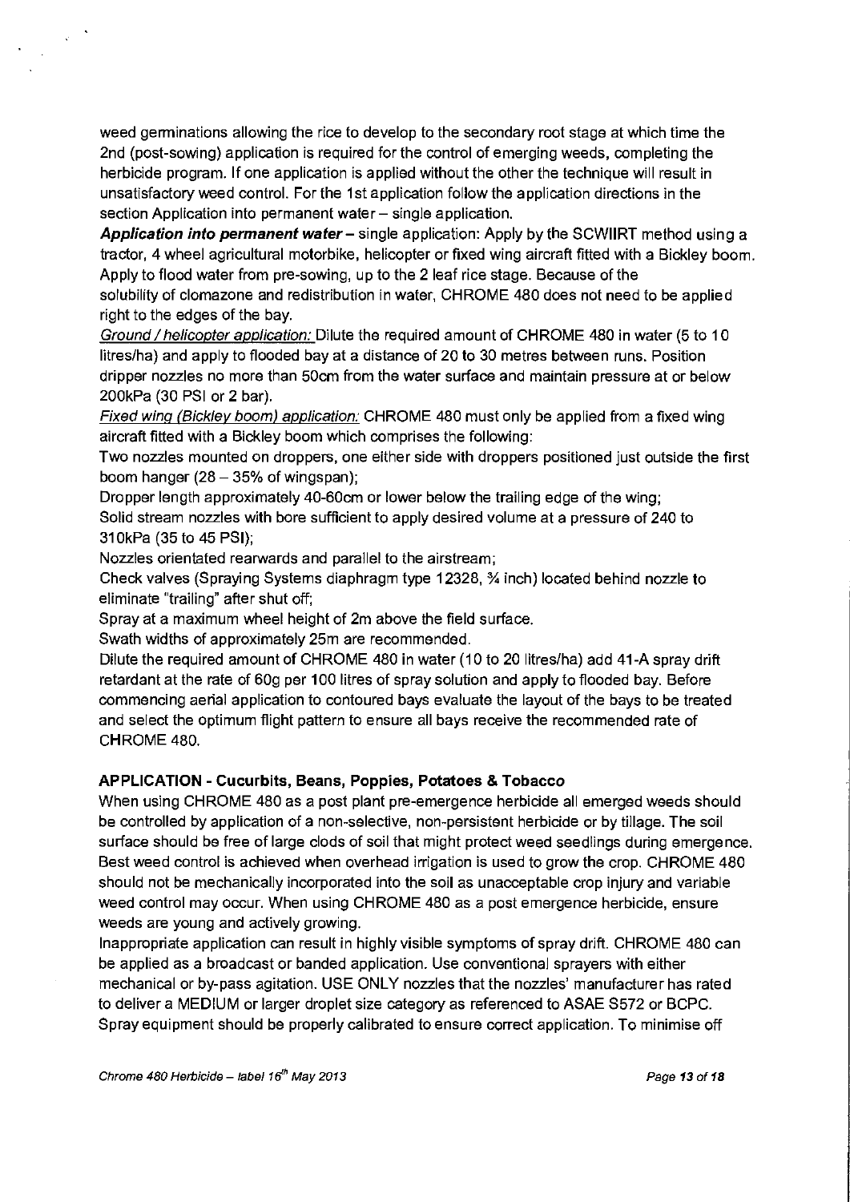weed germinations allowing the rice to develop to the secondary root stage at which time the 2nd (post-sowing) application is required for the control of emerging weeds, completing the herbicide program. If one application is applied without the other the technique will result in unsatisfactory weed control. For the 1st application follow the application directions in the section Application into permanent water – single application.

***Application into permanent water*** – single application: Apply by the SCWIIRT method using a tractor, 4 wheel agricultural motorbike, helicopter or fixed wing aircraft fitted with a Bickley boom. Apply to flood water from pre-sowing, up to the 2 leaf rice stage. Because of the solubility of clomazone and redistribution in water, CHROME 480 does not need to be applied right to the edges of the bay.

*Ground / helicopter application:* Dilute the required amount of CHROME 480 in water (5 to 10 litres/ha) and apply to flooded bay at a distance of 20 to 30 metres between runs. Position dripper nozzles no more than 50cm from the water surface and maintain pressure at or below 200kPa (30 PSI or 2 bar).

*Fixed wing (Bickley boom) application:* CHROME 480 must only be applied from a fixed wing aircraft fitted with a Bickley boom which comprises the following:

Two nozzles mounted on droppers, one either side with droppers positioned just outside the first boom hanger (28 – 35% of wingspan);

Dropper length approximately 40-60cm or lower below the trailing edge of the wing;

Solid stream nozzles with bore sufficient to apply desired volume at a pressure of 240 to 310kPa (35 to 45 PSI);

Nozzles orientated rearwards and parallel to the airstream;

Check valves (Spraying Systems diaphragm type 12328, ¾ inch) located behind nozzle to eliminate "trailing" after shut off;

Spray at a maximum wheel height of 2m above the field surface.

Swath widths of approximately 25m are recommended.

Dilute the required amount of CHROME 480 in water (10 to 20 litres/ha) add 41-A spray drift retardant at the rate of 60g per 100 litres of spray solution and apply to flooded bay. Before commencing aerial application to contoured bays evaluate the layout of the bays to be treated and select the optimum flight pattern to ensure all bays receive the recommended rate of CHROME 480.

**APPLICATION - Cucurbits, Beans, Poppies, Potatoes & Tobacco**

When using CHROME 480 as a post plant pre-emergence herbicide all emerged weeds should be controlled by application of a non-selective, non-persistent herbicide or by tillage. The soil surface should be free of large clods of soil that might protect weed seedlings during emergence. Best weed control is achieved when overhead irrigation is used to grow the crop. CHROME 480 should not be mechanically incorporated into the soil as unacceptable crop injury and variable weed control may occur. When using CHROME 480 as a post emergence herbicide, ensure weeds are young and actively growing.

Inappropriate application can result in highly visible symptoms of spray drift. CHROME 480 can be applied as a broadcast or banded application. Use conventional sprayers with either mechanical or by-pass agitation. USE ONLY nozzles that the nozzles' manufacturer has rated to deliver a MEDIUM or larger droplet size category as referenced to ASAE S572 or BCPC. Spray equipment should be properly calibrated to ensure correct application. To minimise off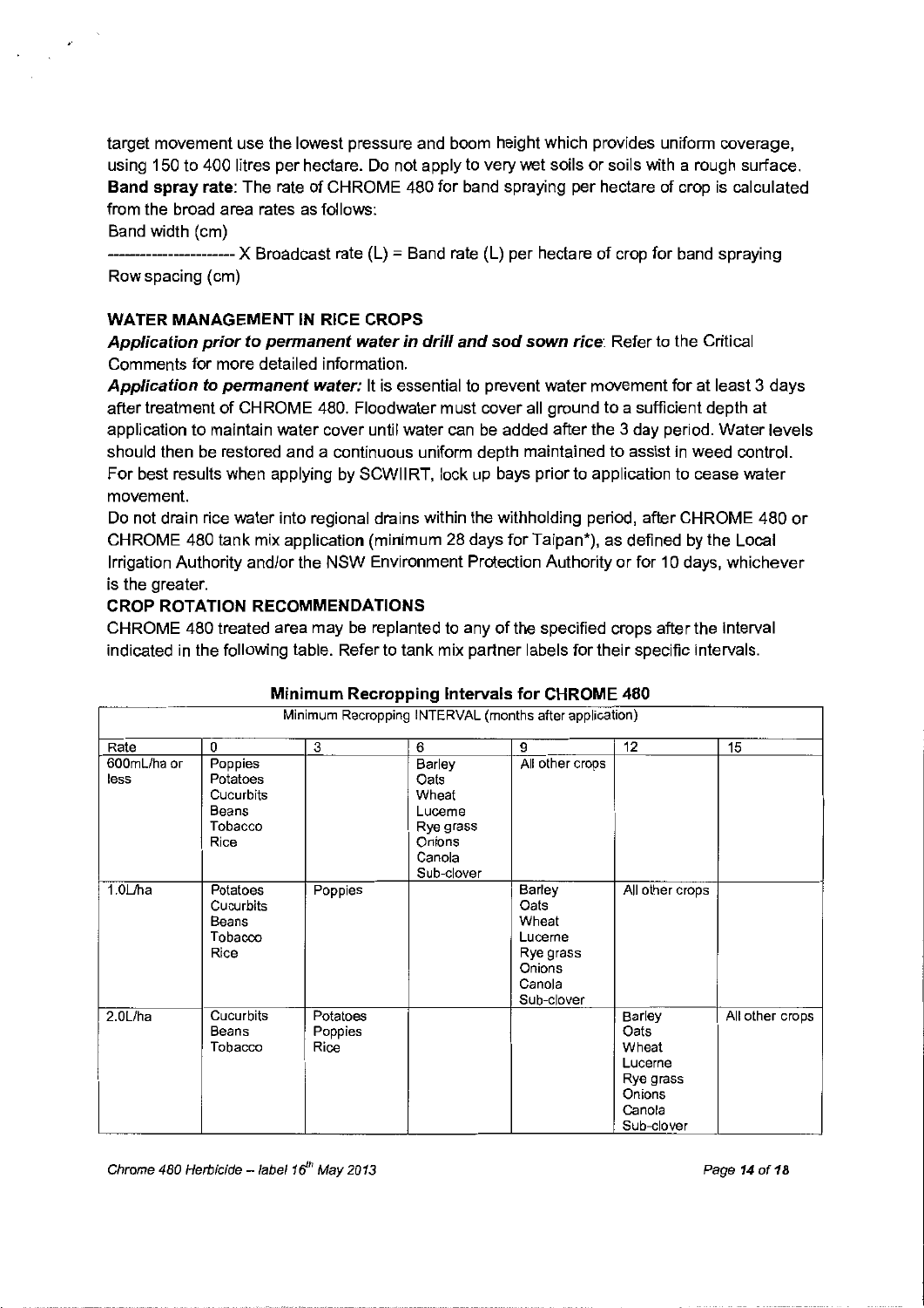target movement use the lowest pressure and boom height which provides uniform coverage, using 150 to 400 litres per hectare. Do not apply to very wet soils or soils with a rough surface.

**Band spray rate**: The rate of CHROME 480 for band spraying per hectare of crop is calculated from the broad area rates as follows:

$$\frac{\text{Band width (cm)}}{\text{Row spacing (cm)}} \times \text{Broadcast rate (L)} = \text{Band rate (L) per hectare of crop for band spraying}$$

### WATER MANAGEMENT IN RICE CROPS

***Application prior to permanent water in drill and sod sown rice***: Refer to the Critical Comments for more detailed information.

***Application to permanent water:*** It is essential to prevent water movement for at least 3 days after treatment of CHROME 480. Floodwater must cover all ground to a sufficient depth at application to maintain water cover until water can be added after the 3 day period. Water levels should then be restored and a continuous uniform depth maintained to assist in weed control. For best results when applying by SCWIIRT, lock up bays prior to application to cease water movement.

Do not drain rice water into regional drains within the withholding period, after CHROME 480 or CHROME 480 tank mix application (minimum 28 days for Taipan*), as defined by the Local Irrigation Authority and/or the NSW Environment Protection Authority or for 10 days, whichever is the greater.

### CROP ROTATION RECOMMENDATIONS

CHROME 480 treated area may be replanted to any of the specified crops after the interval indicated in the following table. Refer to tank mix partner labels for their specific intervals.

**Minimum Recropping Intervals for CHROME 480**

| Minimum Recropping INTERVAL (months after application) | | | | | | |
|---|---|---|---|---|---|---|
| Rate | 0 | 3 | 6 | 9 | 12 | 15 |
| 600mL/ha or less | Poppies<br>Potatoes<br>Cucurbits<br>Beans<br>Tobacco<br>Rice | | Barley<br>Oats<br>Wheat<br>Lucerne<br>Rye grass<br>Onions<br>Canola<br>Sub-clover | All other crops | | |
| 1.0L/ha | Potatoes<br>Cucurbits<br>Beans<br>Tobacco<br>Rice | Poppies | | Barley<br>Oats<br>Wheat<br>Lucerne<br>Rye grass<br>Onions<br>Canola<br>Sub-clover | All other crops | |
| 2.0L/ha | Cucurbits<br>Beans<br>Tobacco | Potatoes<br>Poppies<br>Rice | | | Barley<br>Oats<br>Wheat<br>Lucerne<br>Rye grass<br>Onions<br>Canola<br>Sub-clover | All other crops |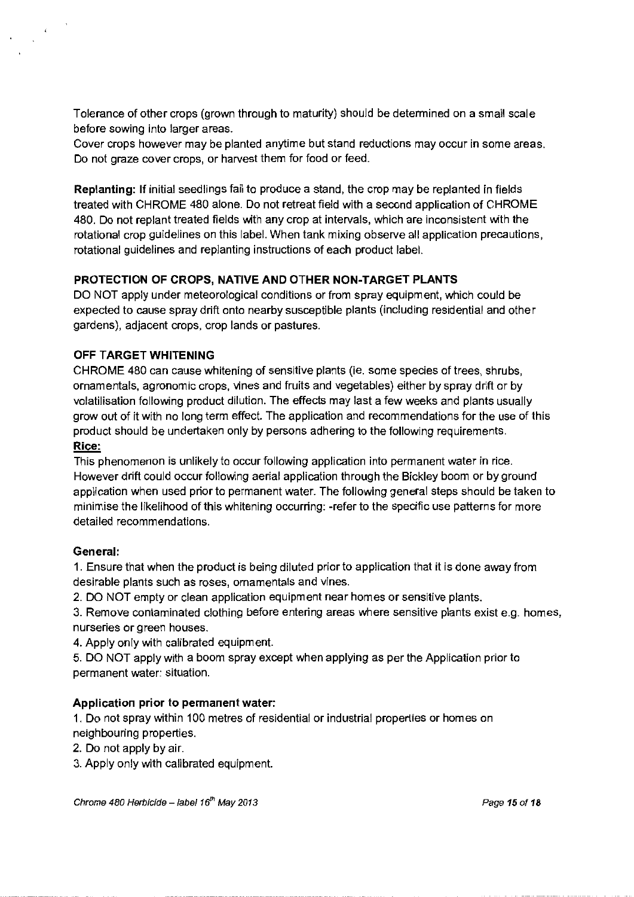Tolerance of other crops (grown through to maturity) should be determined on a small scale before sowing into larger areas.
Cover crops however may be planted anytime but stand reductions may occur in some areas. Do not graze cover crops, or harvest them for food or feed.

**Replanting:** If initial seedlings fail to produce a stand, the crop may be replanted in fields treated with CHROME 480 alone. Do not retreat field with a second application of CHROME 480. Do not replant treated fields with any crop at intervals, which are inconsistent with the rotational crop guidelines on this label. When tank mixing observe all application precautions, rotational guidelines and replanting instructions of each product label.

**PROTECTION OF CROPS, NATIVE AND OTHER NON-TARGET PLANTS**

DO NOT apply under meteorological conditions or from spray equipment, which could be expected to cause spray drift onto nearby susceptible plants (including residential and other gardens), adjacent crops, crop lands or pastures.

**OFF TARGET WHITENING**

CHROME 480 can cause whitening of sensitive plants (ie. some species of trees, shrubs, ornamentals, agronomic crops, vines and fruits and vegetables) either by spray drift or by volatilisation following product dilution. The effects may last a few weeks and plants usually grow out of it with no long term effect. The application and recommendations for the use of this product should be undertaken only by persons adhering to the following requirements.

**Rice:**

This phenomenon is unlikely to occur following application into permanent water in rice. However drift could occur following aerial application through the Bickley boom or by ground application when used prior to permanent water. The following general steps should be taken to minimise the likelihood of this whitening occurring: -refer to the specific use patterns for more detailed recommendations.

**General:**

1. Ensure that when the product is being diluted prior to application that it is done away from desirable plants such as roses, ornamentals and vines.
2. DO NOT empty or clean application equipment near homes or sensitive plants.
3. Remove contaminated clothing before entering areas where sensitive plants exist e.g. homes, nurseries or green houses.
4. Apply only with calibrated equipment.
5. DO NOT apply with a boom spray except when applying as per the Application prior to permanent water: situation.

**Application prior to permanent water:**

1. Do not spray within 100 metres of residential or industrial properties or homes on neighbouring properties.
2. Do not apply by air.
3. Apply only with calibrated equipment.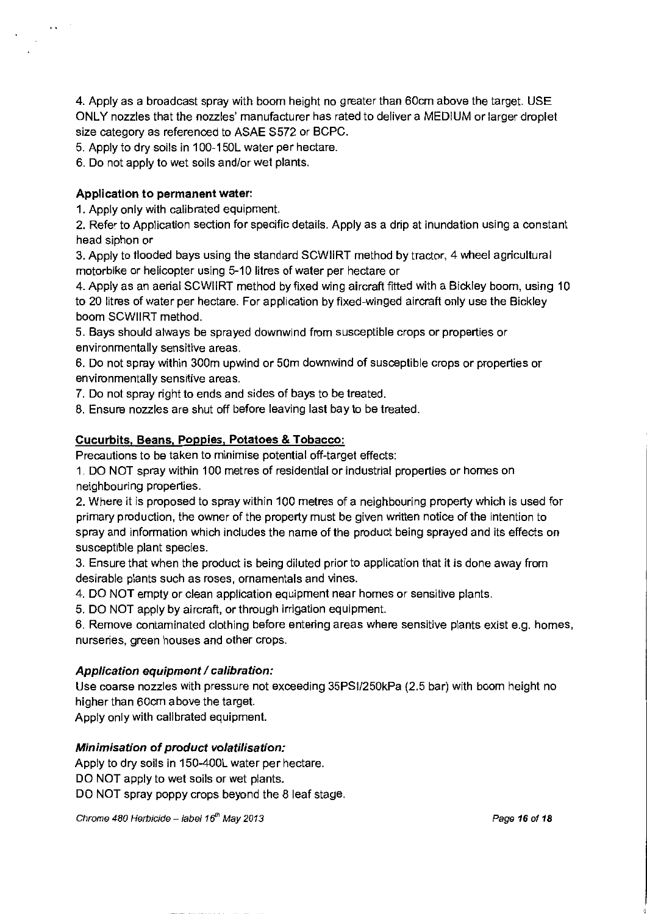4. Apply as a broadcast spray with boom height no greater than 60cm above the target. USE ONLY nozzles that the nozzles' manufacturer has rated to deliver a MEDIUM or larger droplet size category as referenced to ASAE S572 or BCPC.

5. Apply to dry soils in 100-150L water per hectare.

6. Do not apply to wet soils and/or wet plants.

**Application to permanent water:**

1. Apply only with calibrated equipment.
2. Refer to Application section for specific details. Apply as a drip at inundation using a constant head siphon or
3. Apply to flooded bays using the standard SCWIIRT method by tractor, 4 wheel agricultural motorbike or helicopter using 5-10 litres of water per hectare or
4. Apply as an aerial SCWIIRT method by fixed wing aircraft fitted with a Bickley boom, using 10 to 20 litres of water per hectare. For application by fixed-winged aircraft only use the Bickley boom SCWIIRT method.
5. Bays should always be sprayed downwind from susceptible crops or properties or environmentally sensitive areas.
6. Do not spray within 300m upwind or 50m downwind of susceptible crops or properties or environmentally sensitive areas.
7. Do not spray right to ends and sides of bays to be treated.
8. Ensure nozzles are shut off before leaving last bay to be treated.

**Cucurbits, Beans, Poppies, Potatoes & Tobacco:**

Precautions to be taken to minimise potential off-target effects:

1. DO NOT spray within 100 metres of residential or industrial properties or homes on neighbouring properties.
2. Where it is proposed to spray within 100 metres of a neighbouring property which is used for primary production, the owner of the property must be given written notice of the intention to spray and information which includes the name of the product being sprayed and its effects on susceptible plant species.
3. Ensure that when the product is being diluted prior to application that it is done away from desirable plants such as roses, ornamentals and vines.
4. DO NOT empty or clean application equipment near homes or sensitive plants.
5. DO NOT apply by aircraft, or through irrigation equipment.
6. Remove contaminated clothing before entering areas where sensitive plants exist e.g. homes, nurseries, green houses and other crops.

***Application equipment / calibration:***

Use coarse nozzles with pressure not exceeding 35PSI/250kPa (2.5 bar) with boom height no higher than 60cm above the target.

Apply only with calibrated equipment.

***Minimisation of product volatilisation:***

Apply to dry soils in 150-400L water per hectare.

DO NOT apply to wet soils or wet plants.

DO NOT spray poppy crops beyond the 8 leaf stage.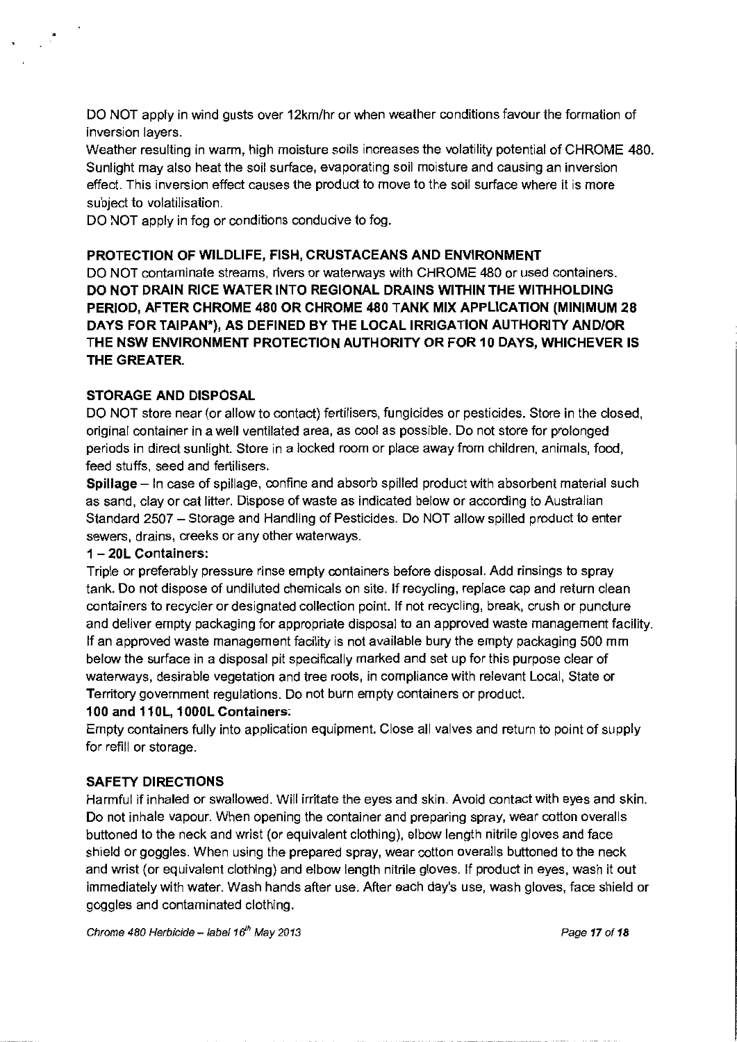DO NOT apply in wind gusts over 12km/hr or when weather conditions favour the formation of inversion layers.

Weather resulting in warm, high moisture soils increases the volatility potential of CHROME 480. Sunlight may also heat the soil surface, evaporating soil moisture and causing an inversion effect. This inversion effect causes the product to move to the soil surface where it is more subject to volatilisation.

DO NOT apply in fog or conditions conducive to fog.

**PROTECTION OF WILDLIFE, FISH, CRUSTACEANS AND ENVIRONMENT**

DO NOT contaminate streams, rivers or waterways with CHROME 480 or used containers.
**DO NOT DRAIN RICE WATER INTO REGIONAL DRAINS WITHIN THE WITHHOLDING PERIOD, AFTER CHROME 480 OR CHROME 480 TANK MIX APPLICATION (MINIMUM 28 DAYS FOR TAIPAN*), AS DEFINED BY THE LOCAL IRRIGATION AUTHORITY AND/OR THE NSW ENVIRONMENT PROTECTION AUTHORITY OR FOR 10 DAYS, WHICHEVER IS THE GREATER.**

**STORAGE AND DISPOSAL**

DO NOT store near (or allow to contact) fertilisers, fungicides or pesticides. Store in the closed, original container in a well ventilated area, as cool as possible. Do not store for prolonged periods in direct sunlight. Store in a locked room or place away from children, animals, food, feed stuffs, seed and fertilisers.

**Spillage** – In case of spillage, confine and absorb spilled product with absorbent material such as sand, clay or cat litter. Dispose of waste as indicated below or according to Australian Standard 2507 – Storage and Handling of Pesticides. Do NOT allow spilled product to enter sewers, drains, creeks or any other waterways.

**1 – 20L Containers:**

Triple or preferably pressure rinse empty containers before disposal. Add rinsings to spray tank. Do not dispose of undiluted chemicals on site. If recycling, replace cap and return clean containers to recycler or designated collection point. If not recycling, break, crush or puncture and deliver empty packaging for appropriate disposal to an approved waste management facility. If an approved waste management facility is not available bury the empty packaging 500 mm below the surface in a disposal pit specifically marked and set up for this purpose clear of waterways, desirable vegetation and tree roots, in compliance with relevant Local, State or Territory government regulations. Do not burn empty containers or product.

**100 and 110L, 1000L Containers:**

Empty containers fully into application equipment. Close all valves and return to point of supply for refill or storage.

**SAFETY DIRECTIONS**

Harmful if inhaled or swallowed. Will irritate the eyes and skin. Avoid contact with eyes and skin. Do not inhale vapour. When opening the container and preparing spray, wear cotton overalls buttoned to the neck and wrist (or equivalent clothing), elbow length nitrile gloves and face shield or goggles. When using the prepared spray, wear cotton overalls buttoned to the neck and wrist (or equivalent clothing) and elbow length nitrile gloves. If product in eyes, wash it out immediately with water. Wash hands after use. After each day's use, wash gloves, face shield or goggles and contaminated clothing.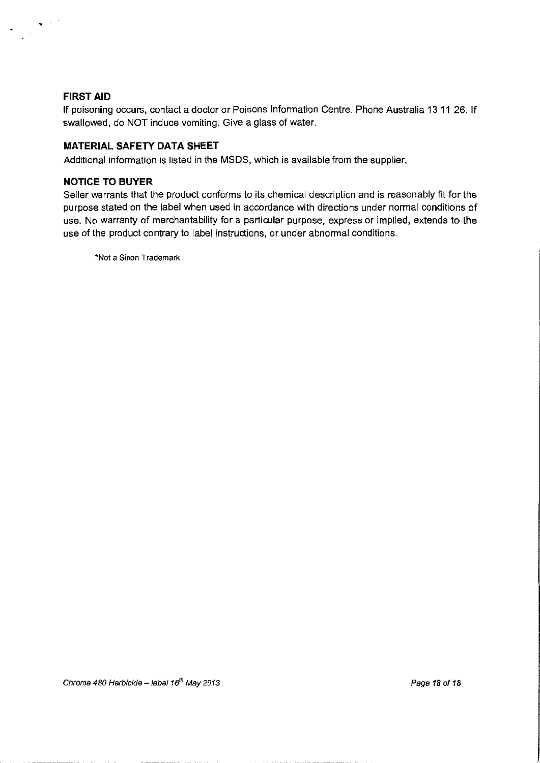## FIRST AID

If poisoning occurs, contact a doctor or Poisons Information Centre. Phone Australia 13 11 26. If swallowed, do NOT induce vomiting. Give a glass of water.

## MATERIAL SAFETY DATA SHEET

Additional information is listed in the MSDS, which is available from the supplier.

## NOTICE TO BUYER

Seller warrants that the product conforms to its chemical description and is reasonably fit for the purpose stated on the label when used in accordance with directions under normal conditions of use. No warranty of merchantability for a particular purpose, express or implied, extends to the use of the product contrary to label instructions, or under abnormal conditions.

*Not a Sinon Trademark